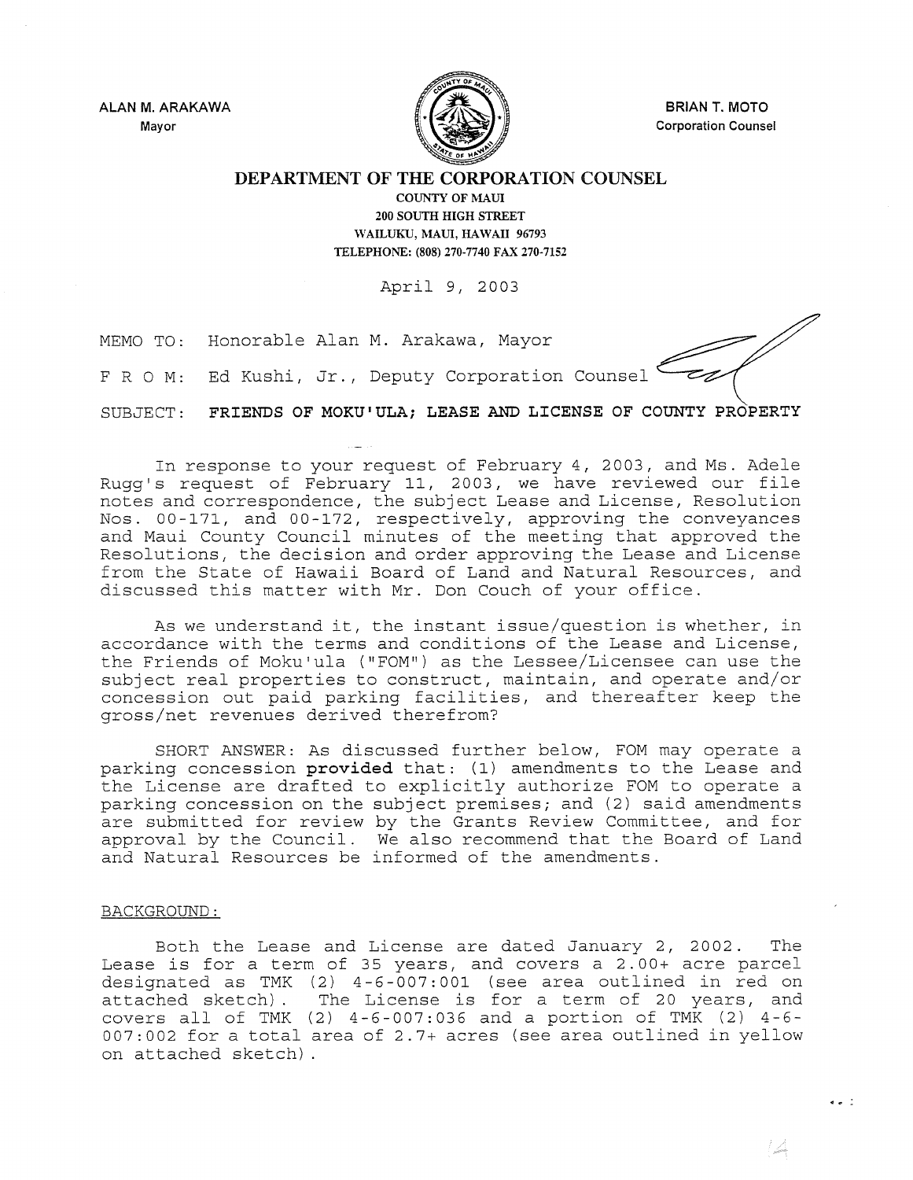ALAN M. ARAKAWA
Mayor

BRIAN T. MOTO
Corporation Counsel

**DEPARTMENT OF THE CORPORATION COUNSEL**

COUNTY OF MAUI
200 SOUTH HIGH STREET
WAILUKU, MAUI, HAWAII 96793
TELEPHONE: (808) 270-7740 FAX 270-7152

April 9, 2003

MEMO TO: Honorable Alan M. Arakawa, Mayor

F R O M: Ed Kushi, Jr., Deputy Corporation Counsel

SUBJECT: **FRIENDS OF MOKU'ULA; LEASE AND LICENSE OF COUNTY PROPERTY**

In response to your request of February 4, 2003, and Ms. Adele Rugg's request of February 11, 2003, we have reviewed our file notes and correspondence, the subject Lease and License, Resolution Nos. 00-171, and 00-172, respectively, approving the conveyances and Maui County Council minutes of the meeting that approved the Resolutions, the decision and order approving the Lease and License from the State of Hawaii Board of Land and Natural Resources, and discussed this matter with Mr. Don Couch of your office.

As we understand it, the instant issue/question is whether, in accordance with the terms and conditions of the Lease and License, the Friends of Moku'ula ("FOM") as the Lessee/Licensee can use the subject real properties to construct, maintain, and operate and/or concession out paid parking facilities, and thereafter keep the gross/net revenues derived therefrom?

SHORT ANSWER: As discussed further below, FOM may operate a parking concession **provided** that: (1) amendments to the Lease and the License are drafted to explicitly authorize FOM to operate a parking concession on the subject premises; and (2) said amendments are submitted for review by the Grants Review Committee, and for approval by the Council. We also recommend that the Board of Land and Natural Resources be informed of the amendments.

BACKGROUND:

Both the Lease and License are dated January 2, 2002. The Lease is for a term of 35 years, and covers a 2.00+ acre parcel designated as TMK (2) 4-6-007:001 (see area outlined in red on attached sketch). The License is for a term of 20 years, and covers all of TMK (2) 4-6-007:036 and a portion of TMK (2) 4-6-007:002 for a total area of 2.7+ acres (see area outlined in yellow on attached sketch).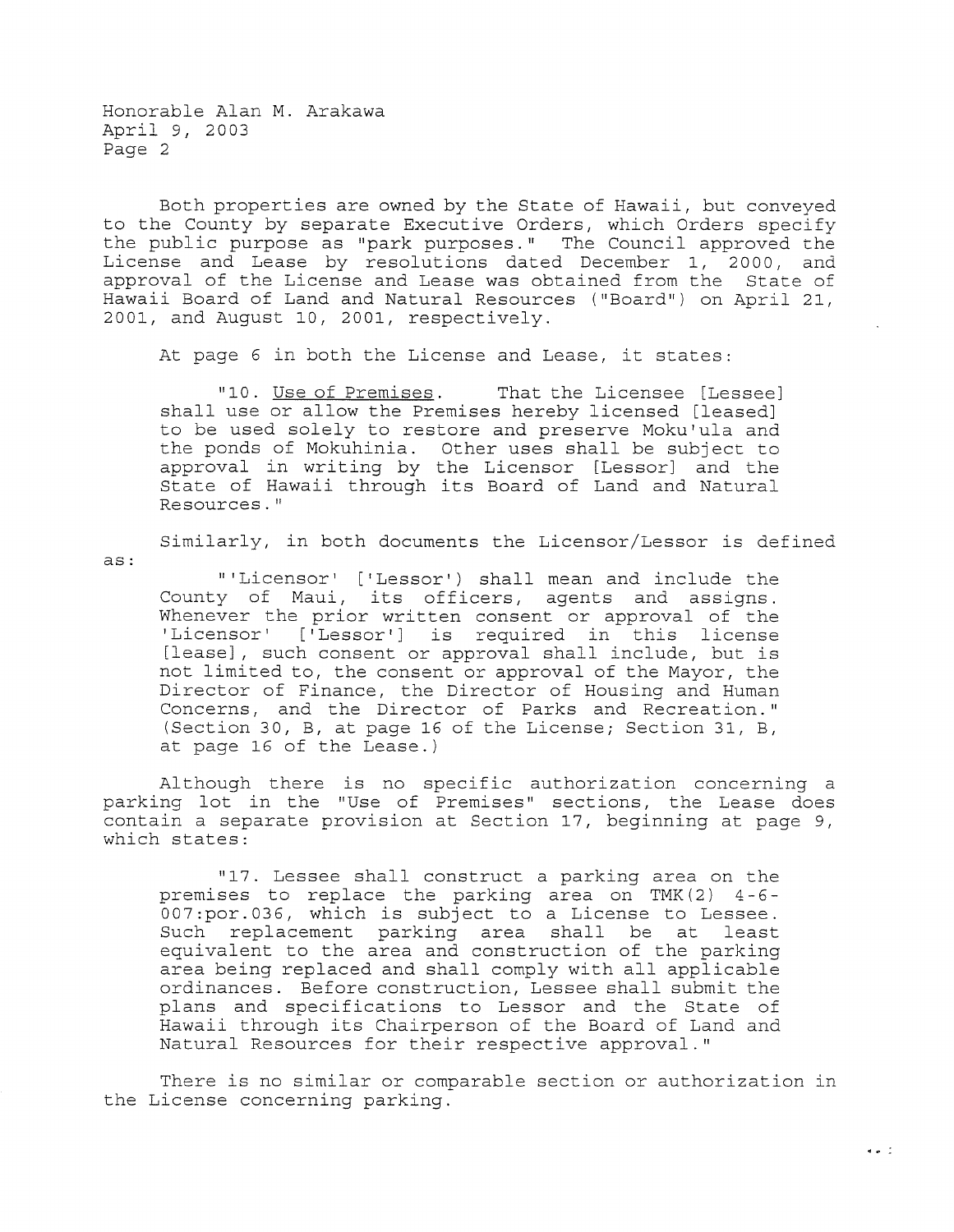Both properties are owned by the State of Hawaii, but conveyed to the County by separate Executive Orders, which Orders specify the public purpose as "park purposes." The Council approved the License and Lease by resolutions dated December 1, 2000, and approval of the License and Lease was obtained from the State of Hawaii Board of Land and Natural Resources ("Board") on April 21, 2001, and August 10, 2001, respectively.

At page 6 in both the License and Lease, it states:

> "10. Use of Premises. That the Licensee [Lessee] shall use or allow the Premises hereby licensed [leased] to be used solely to restore and preserve Moku'ula and the ponds of Mokuhinia. Other uses shall be subject to approval in writing by the Licensor [Lessor] and the State of Hawaii through its Board of Land and Natural Resources."

Similarly, in both documents the Licensor/Lessor is defined as:

> "'Licensor' ['Lessor') shall mean and include the County of Maui, its officers, agents and assigns. Whenever the prior written consent or approval of the 'Licensor' ['Lessor'] is required in this license [lease], such consent or approval shall include, but is not limited to, the consent or approval of the Mayor, the Director of Finance, the Director of Housing and Human Concerns, and the Director of Parks and Recreation." (Section 30, B, at page 16 of the License; Section 31, B, at page 16 of the Lease.)

Although there is no specific authorization concerning a parking lot in the "Use of Premises" sections, the Lease does contain a separate provision at Section 17, beginning at page 9, which states:

> "17. Lessee shall construct a parking area on the premises to replace the parking area on TMK(2) 4-6-007:por.036, which is subject to a License to Lessee. Such replacement parking area shall be at least equivalent to the area and construction of the parking area being replaced and shall comply with all applicable ordinances. Before construction, Lessee shall submit the plans and specifications to Lessor and the State of Hawaii through its Chairperson of the Board of Land and Natural Resources for their respective approval."

There is no similar or comparable section or authorization in the License concerning parking.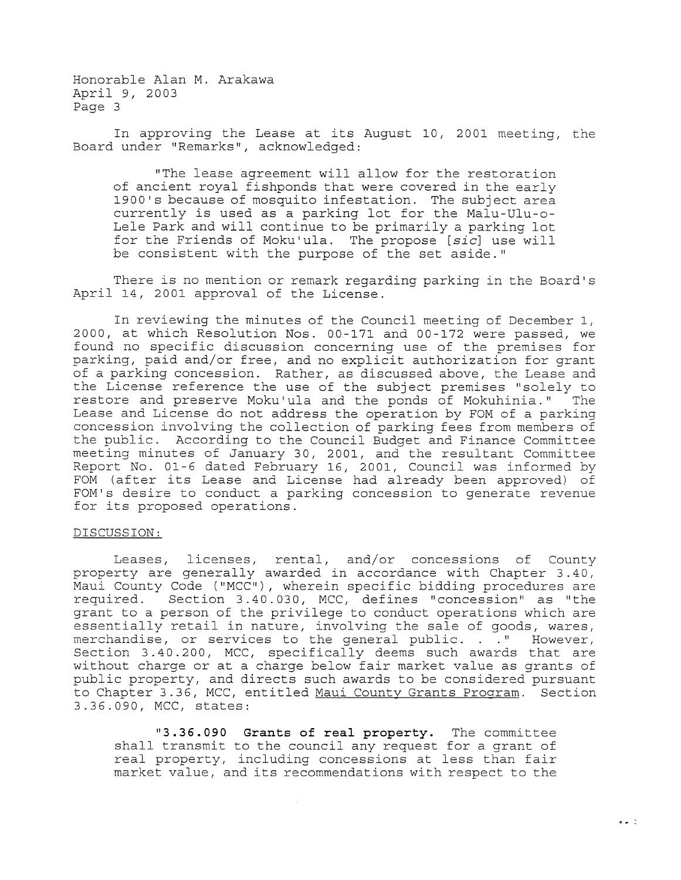In approving the Lease at its August 10, 2001 meeting, the Board under "Remarks", acknowledged:

> "The lease agreement will allow for the restoration of ancient royal fishponds that were covered in the early 1900's because of mosquito infestation. The subject area currently is used as a parking lot for the Malu-Ulu-o-Lele Park and will continue to be primarily a parking lot for the Friends of Moku'ula. The propose [*sic*] use will be consistent with the purpose of the set aside."

There is no mention or remark regarding parking in the Board's April 14, 2001 approval of the License.

In reviewing the minutes of the Council meeting of December 1, 2000, at which Resolution Nos. 00-171 and 00-172 were passed, we found no specific discussion concerning use of the premises for parking, paid and/or free, and no explicit authorization for grant of a parking concession. Rather, as discussed above, the Lease and the License reference the use of the subject premises "solely to restore and preserve Moku'ula and the ponds of Mokuhinia." The Lease and License do not address the operation by FOM of a parking concession involving the collection of parking fees from members of the public. According to the Council Budget and Finance Committee meeting minutes of January 30, 2001, and the resultant Committee Report No. 01-6 dated February 16, 2001, Council was informed by FOM (after its Lease and License had already been approved) of FOM's desire to conduct a parking concession to generate revenue for its proposed operations.

DISCUSSION:

Leases, licenses, rental, and/or concessions of County property are generally awarded in accordance with Chapter 3.40, Maui County Code ("MCC"), wherein specific bidding procedures are required. Section 3.40.030, MCC, defines "concession" as "the grant to a person of the privilege to conduct operations which are essentially retail in nature, involving the sale of goods, wares, merchandise, or services to the general public. . ." However, Section 3.40.200, MCC, specifically deems such awards that are without charge or at a charge below fair market value as grants of public property, and directs such awards to be considered pursuant to Chapter 3.36, MCC, entitled Maui County Grants Program. Section 3.36.090, MCC, states:

> "**3.36.090 Grants of real property.** The committee shall transmit to the council any request for a grant of real property, including concessions at less than fair market value, and its recommendations with respect to the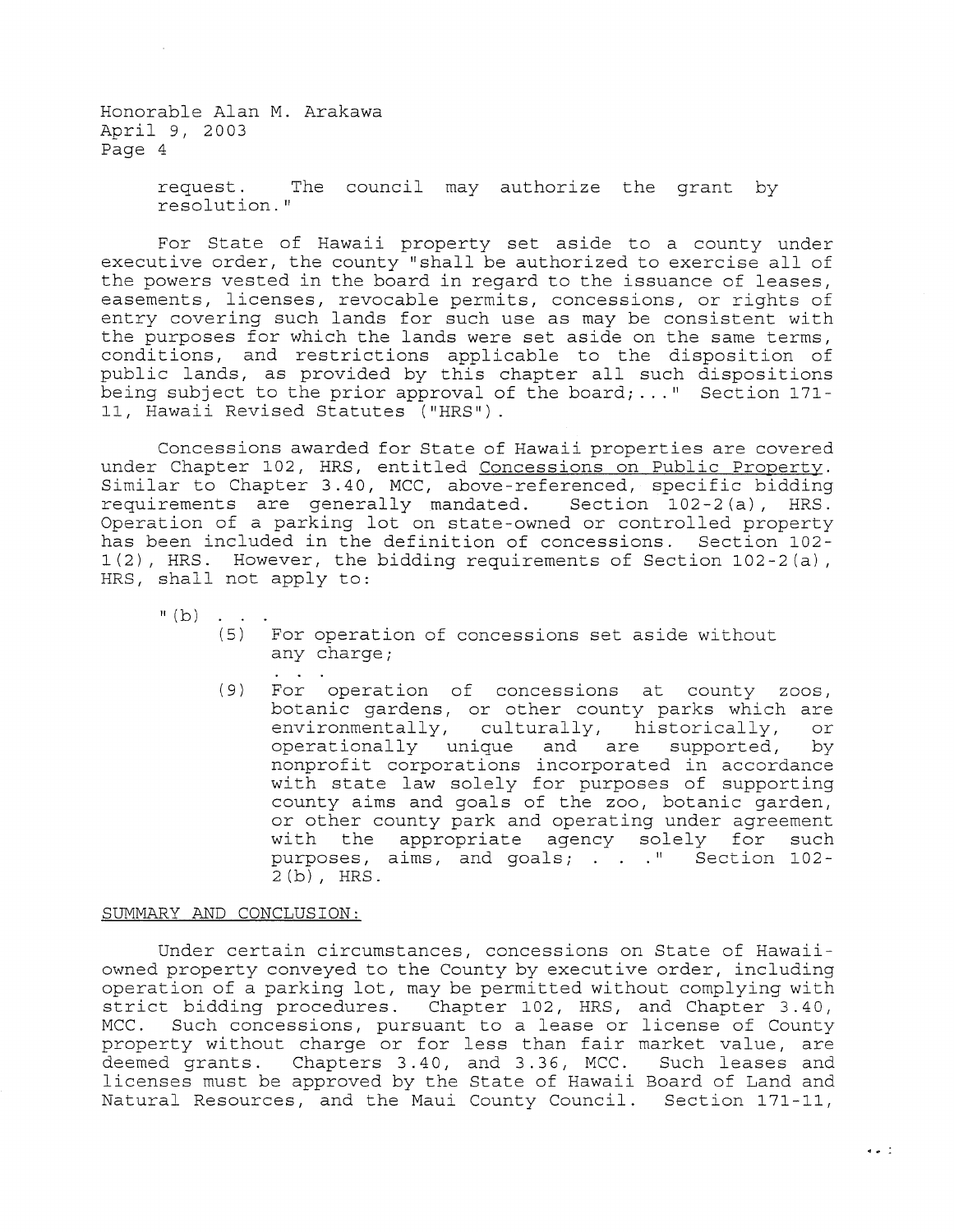request. The council may authorize the grant by resolution."

For State of Hawaii property set aside to a county under executive order, the county "shall be authorized to exercise all of the powers vested in the board in regard to the issuance of leases, easements, licenses, revocable permits, concessions, or rights of entry covering such lands for such use as may be consistent with the purposes for which the lands were set aside on the same terms, conditions, and restrictions applicable to the disposition of public lands, as provided by this chapter all such dispositions being subject to the prior approval of the board;..." Section 171-11, Hawaii Revised Statutes ("HRS").

Concessions awarded for State of Hawaii properties are covered under Chapter 102, HRS, entitled Concessions on Public Property. Similar to Chapter 3.40, MCC, above-referenced, specific bidding requirements are generally mandated. Section 102-2(a), HRS. Operation of a parking lot on state-owned or controlled property has been included in the definition of concessions. Section 102-1(2), HRS. However, the bidding requirements of Section 102-2(a), HRS, shall not apply to:

> "(b) . . .
>
> (5) For operation of concessions set aside without any charge;
>
> . . .
>
> (9) For operation of concessions at county zoos, botanic gardens, or other county parks which are environmentally, culturally, historically, or operationally unique and are supported, by nonprofit corporations incorporated in accordance with state law solely for purposes of supporting county aims and goals of the zoo, botanic garden, or other county park and operating under agreement with the appropriate agency solely for such purposes, aims, and goals; . . ." Section 102-2(b), HRS.

SUMMARY AND CONCLUSION:

Under certain circumstances, concessions on State of Hawaii-owned property conveyed to the County by executive order, including operation of a parking lot, may be permitted without complying with strict bidding procedures. Chapter 102, HRS, and Chapter 3.40, MCC. Such concessions, pursuant to a lease or license of County property without charge or for less than fair market value, are deemed grants. Chapters 3.40, and 3.36, MCC. Such leases and licenses must be approved by the State of Hawaii Board of Land and Natural Resources, and the Maui County Council. Section 171-11,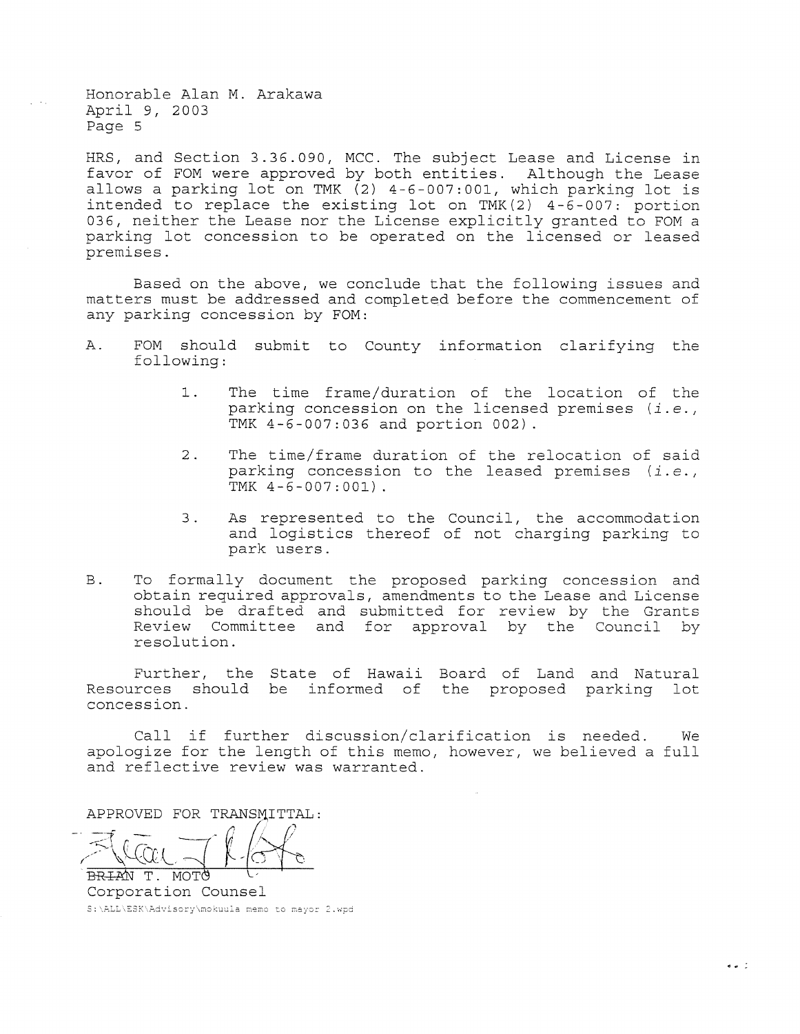HRS, and Section 3.36.090, MCC. The subject Lease and License in favor of FOM were approved by both entities. Although the Lease allows a parking lot on TMK (2) 4-6-007:001, which parking lot is intended to replace the existing lot on TMK(2) 4-6-007: portion 036, neither the Lease nor the License explicitly granted to FOM a parking lot concession to be operated on the licensed or leased premises.

Based on the above, we conclude that the following issues and matters must be addressed and completed before the commencement of any parking concession by FOM:

A. FOM should submit to County information clarifying the following:

   1. The time frame/duration of the location of the parking concession on the licensed premises (*i.e.*, TMK 4-6-007:036 and portion 002).

   2. The time/frame duration of the relocation of said parking concession to the leased premises (*i.e.*, TMK 4-6-007:001).

   3. As represented to the Council, the accommodation and logistics thereof of not charging parking to park users.

B. To formally document the proposed parking concession and obtain required approvals, amendments to the Lease and License should be drafted and submitted for review by the Grants Review Committee and for approval by the Council by resolution.

Further, the State of Hawaii Board of Land and Natural Resources should be informed of the proposed parking lot concession.

Call if further discussion/clarification is needed. We apologize for the length of this memo, however, we believed a full and reflective review was warranted.

APPROVED FOR TRANSMITTAL:

BRIAN T. MOTO
Corporation Counsel

S:\ALL\ESK\Advisory\mokuula memo to mayor 2.wpd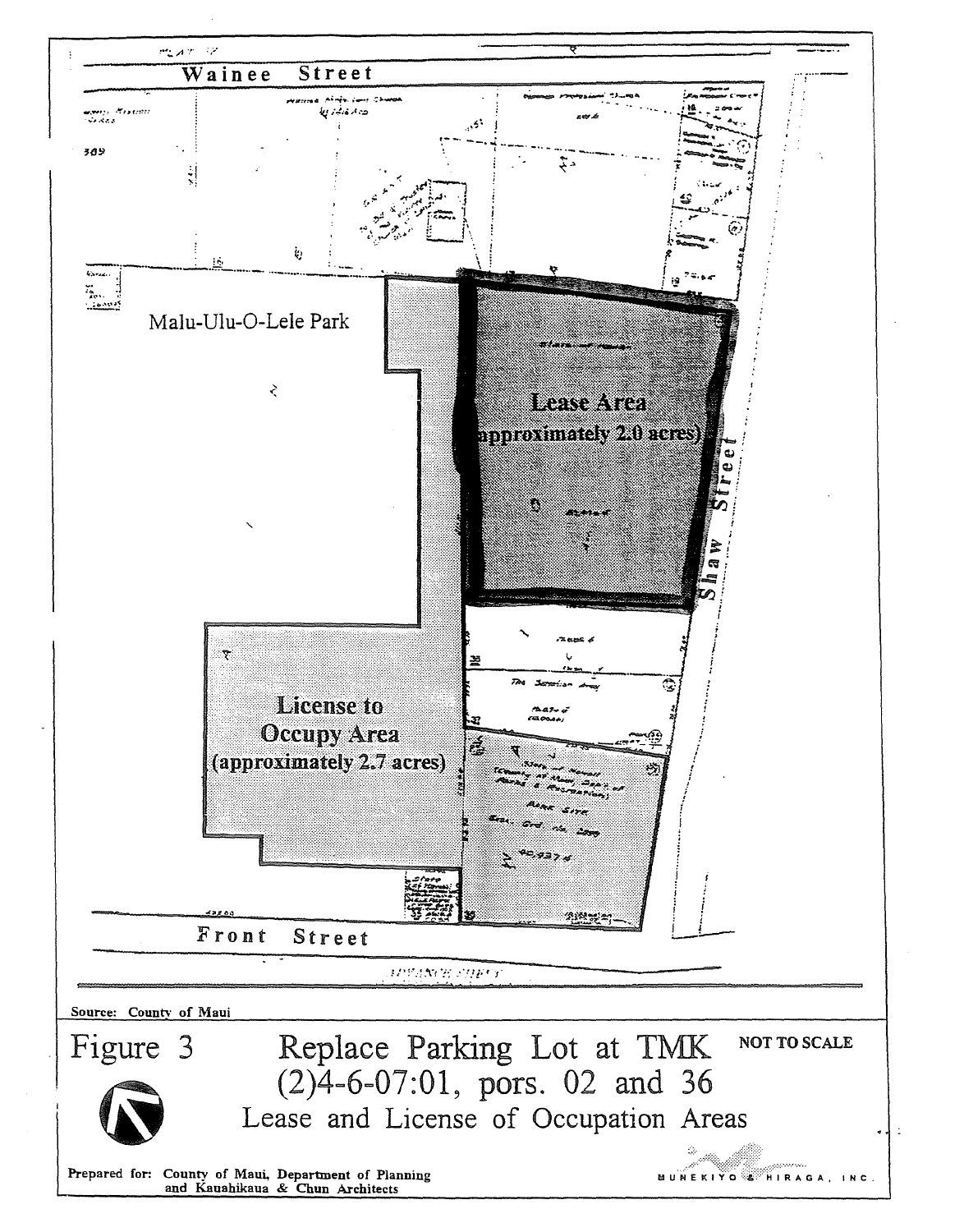Wainee Street

Malu-Ulu-O-Lele Park

Lease Area
(approximately 2.0 acres)

Shaw Street

License to
Occupy Area
(approximately 2.7 acres)

Front Street

Source: County of Maui

Figure 3 Replace Parking Lot at TMK (2)4-6-07:01, pors. 02 and 36

Lease and License of Occupation Areas

NOT TO SCALE

Prepared for: County of Maui, Department of Planning and Kaushikaua & Chun Architects

MUNEKIYO & HIRAGA, INC.